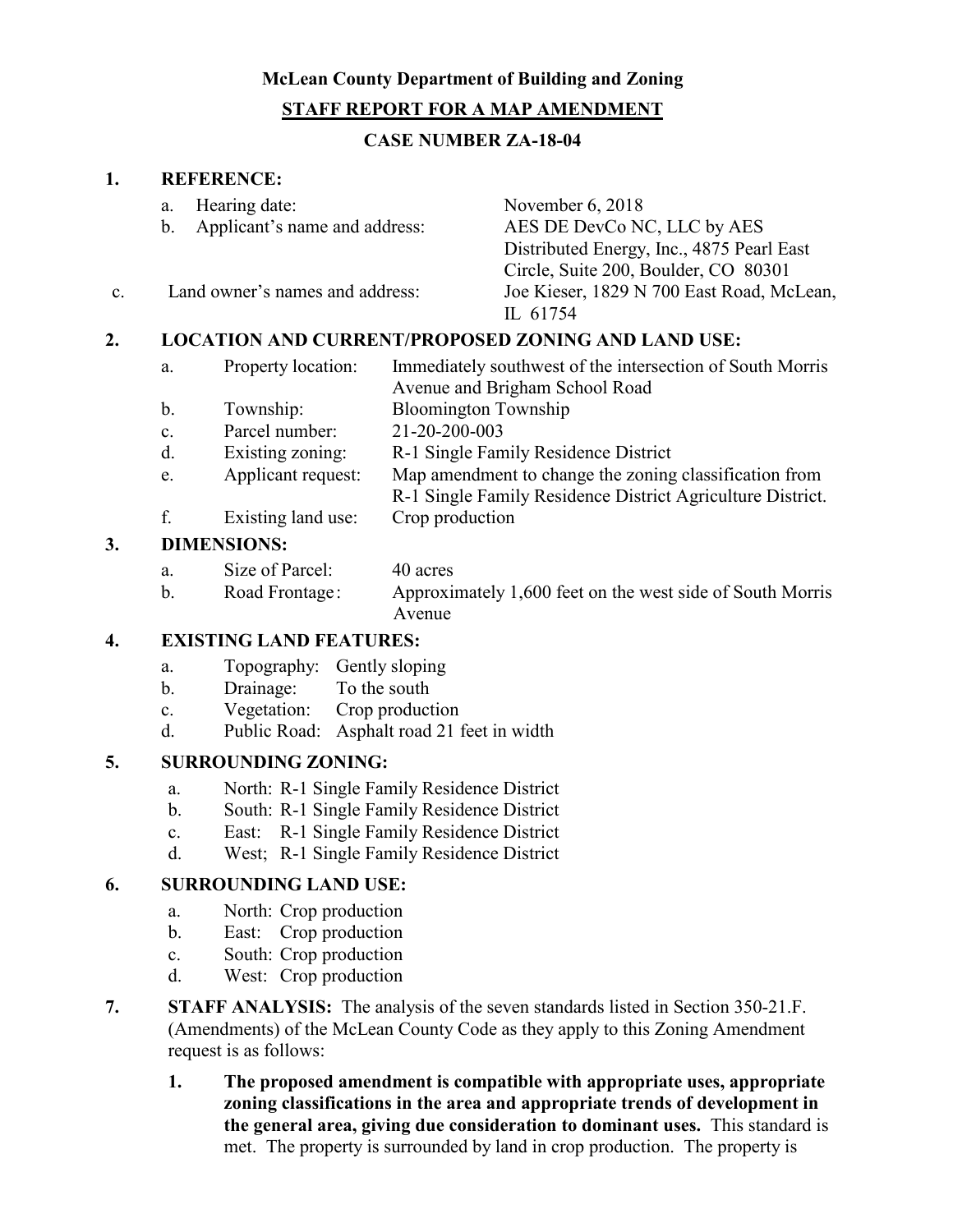**McLean County Department of Building and Zoning**

**STAFF REPORT FOR A MAP AMENDMENT**

**CASE NUMBER ZA-18-04**

**1. REFERENCE:**

a. Hearing date: November 6, 2018

b. Applicant's name and address: AES DE DevCo NC, LLC by AES Distributed Energy, Inc., 4875 Pearl East Circle, Suite 200, Boulder, CO 80301

c. Land owner's names and address: Joe Kieser, 1829 N 700 East Road, McLean, IL 61754

**2. LOCATION AND CURRENT/PROPOSED ZONING AND LAND USE:**

a. Property location: Immediately southwest of the intersection of South Morris Avenue and Brigham School Road

b. Township: Bloomington Township

c. Parcel number: 21-20-200-003

d. Existing zoning: R-1 Single Family Residence District

e. Applicant request: Map amendment to change the zoning classification from R-1 Single Family Residence District Agriculture District.

f. Existing land use: Crop production

**3. DIMENSIONS:**

a. Size of Parcel: 40 acres

b. Road Frontage: Approximately 1,600 feet on the west side of South Morris Avenue

**4. EXISTING LAND FEATURES:**

a. Topography: Gently sloping

b. Drainage: To the south

c. Vegetation: Crop production

d. Public Road: Asphalt road 21 feet in width

**5. SURROUNDING ZONING:**

a. North: R-1 Single Family Residence District

b. South: R-1 Single Family Residence District

c. East: R-1 Single Family Residence District

d. West; R-1 Single Family Residence District

**6. SURROUNDING LAND USE:**

a. North: Crop production

b. East: Crop production

c. South: Crop production

d. West: Crop production

**7. STAFF ANALYSIS:** The analysis of the seven standards listed in Section 350-21.F. (Amendments) of the McLean County Code as they apply to this Zoning Amendment request is as follows:

**1. The proposed amendment is compatible with appropriate uses, appropriate zoning classifications in the area and appropriate trends of development in the general area, giving due consideration to dominant uses.** This standard is met. The property is surrounded by land in crop production. The property is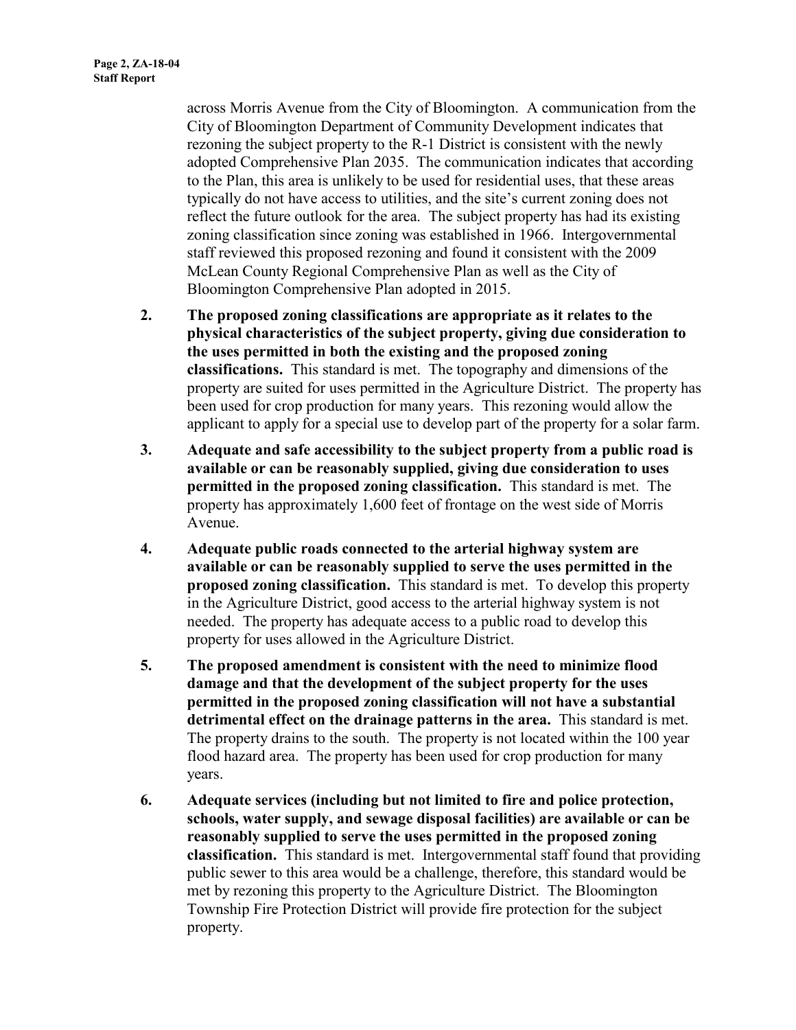across Morris Avenue from the City of Bloomington. A communication from the City of Bloomington Department of Community Development indicates that rezoning the subject property to the R-1 District is consistent with the newly adopted Comprehensive Plan 2035. The communication indicates that according to the Plan, this area is unlikely to be used for residential uses, that these areas typically do not have access to utilities, and the site's current zoning does not reflect the future outlook for the area. The subject property has had its existing zoning classification since zoning was established in 1966. Intergovernmental staff reviewed this proposed rezoning and found it consistent with the 2009 McLean County Regional Comprehensive Plan as well as the City of Bloomington Comprehensive Plan adopted in 2015.

2. **The proposed zoning classifications are appropriate as it relates to the physical characteristics of the subject property, giving due consideration to the uses permitted in both the existing and the proposed zoning classifications.** This standard is met. The topography and dimensions of the property are suited for uses permitted in the Agriculture District. The property has been used for crop production for many years. This rezoning would allow the applicant to apply for a special use to develop part of the property for a solar farm.

3. **Adequate and safe accessibility to the subject property from a public road is available or can be reasonably supplied, giving due consideration to uses permitted in the proposed zoning classification.** This standard is met. The property has approximately 1,600 feet of frontage on the west side of Morris Avenue.

4. **Adequate public roads connected to the arterial highway system are available or can be reasonably supplied to serve the uses permitted in the proposed zoning classification.** This standard is met. To develop this property in the Agriculture District, good access to the arterial highway system is not needed. The property has adequate access to a public road to develop this property for uses allowed in the Agriculture District.

5. **The proposed amendment is consistent with the need to minimize flood damage and that the development of the subject property for the uses permitted in the proposed zoning classification will not have a substantial detrimental effect on the drainage patterns in the area.** This standard is met. The property drains to the south. The property is not located within the 100 year flood hazard area. The property has been used for crop production for many years.

6. **Adequate services (including but not limited to fire and police protection, schools, water supply, and sewage disposal facilities) are available or can be reasonably supplied to serve the uses permitted in the proposed zoning classification.** This standard is met. Intergovernmental staff found that providing public sewer to this area would be a challenge, therefore, this standard would be met by rezoning this property to the Agriculture District. The Bloomington Township Fire Protection District will provide fire protection for the subject property.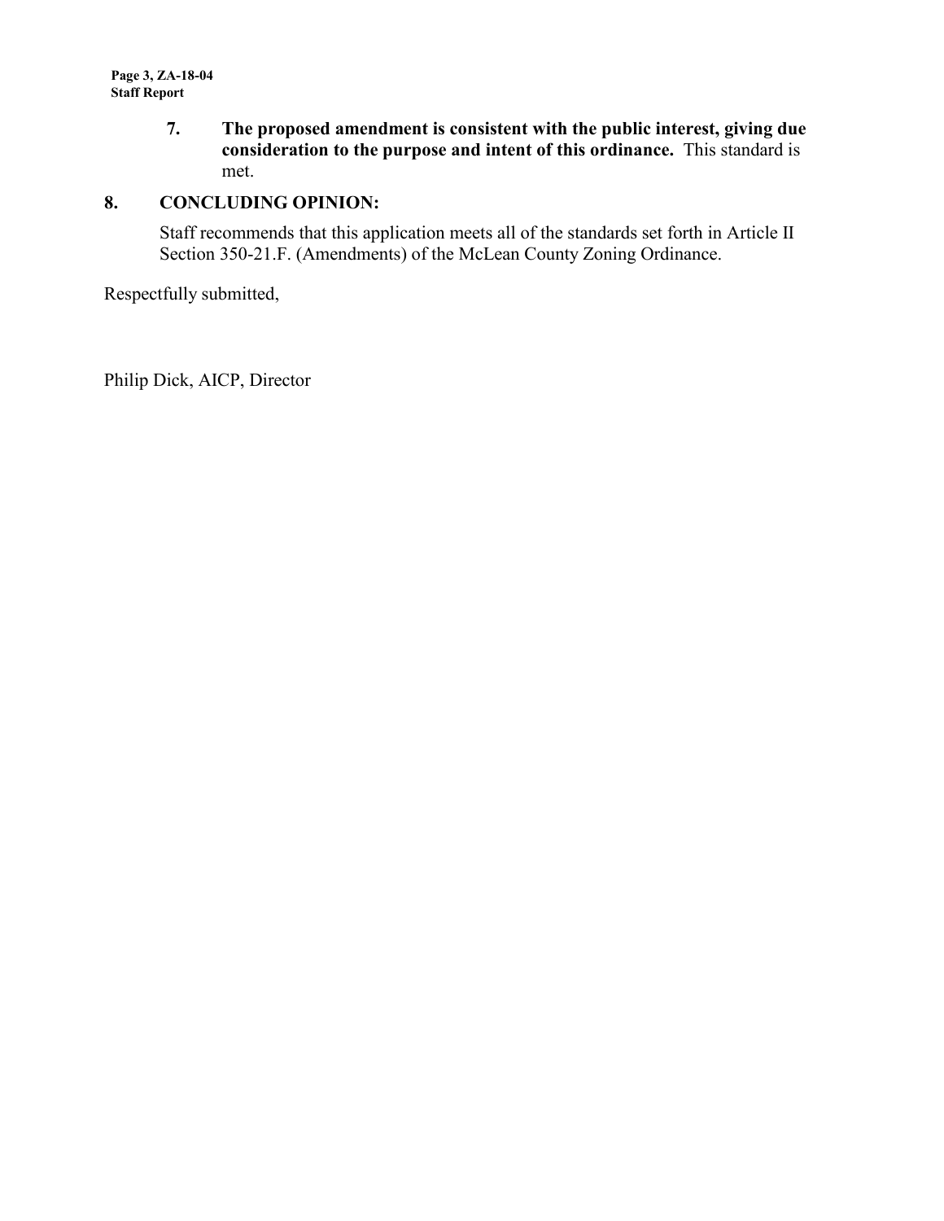7. **The proposed amendment is consistent with the public interest, giving due consideration to the purpose and intent of this ordinance.** This standard is met.

## 8. CONCLUDING OPINION:

Staff recommends that this application meets all of the standards set forth in Article II Section 350-21.F. (Amendments) of the McLean County Zoning Ordinance.

Respectfully submitted,

Philip Dick, AICP, Director